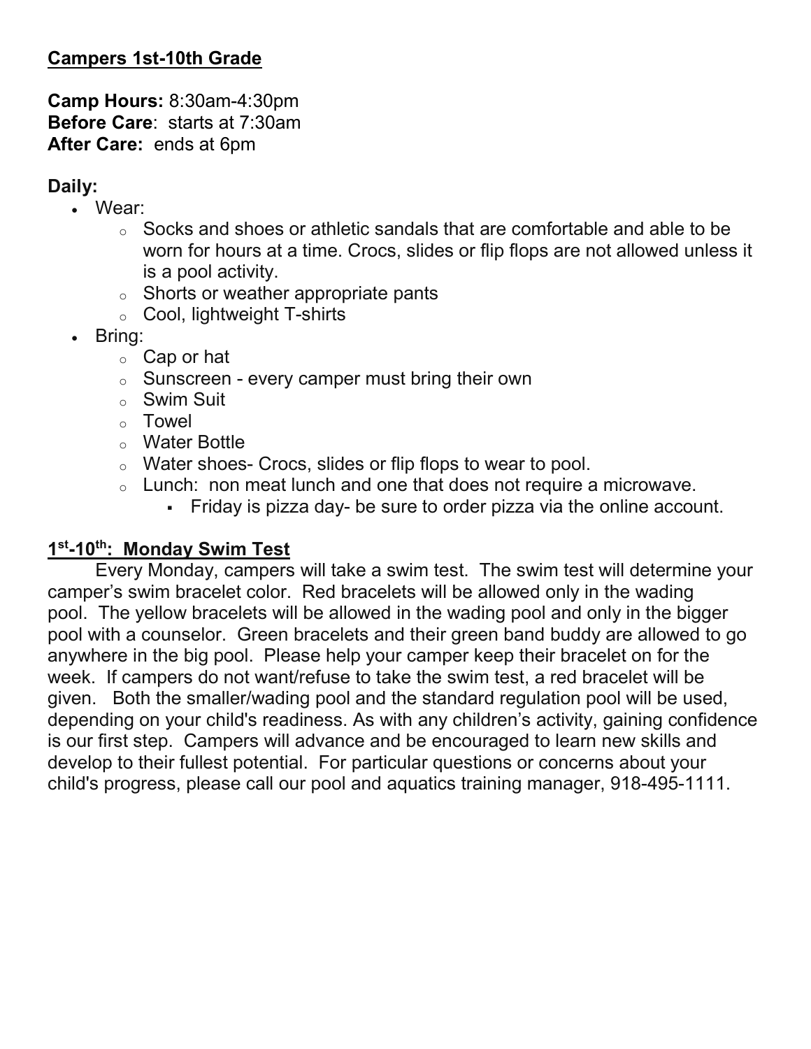**<u>Campers 1st-10th Grade</u>**

**Camp Hours:** 8:30am-4:30pm
**Before Care**: starts at 7:30am
**After Care:** ends at 6pm

**Daily:**

- Wear:
  - Socks and shoes or athletic sandals that are comfortable and able to be worn for hours at a time. Crocs, slides or flip flops are not allowed unless it is a pool activity.
  - Shorts or weather appropriate pants
  - Cool, lightweight T-shirts
- Bring:
  - Cap or hat
  - Sunscreen - every camper must bring their own
  - Swim Suit
  - Towel
  - Water Bottle
  - Water shoes- Crocs, slides or flip flops to wear to pool.
  - Lunch: non meat lunch and one that does not require a microwave.
    - Friday is pizza day- be sure to order pizza via the online account.

**<u>1st-10th: Monday Swim Test</u>**

Every Monday, campers will take a swim test. The swim test will determine your camper's swim bracelet color. Red bracelets will be allowed only in the wading pool. The yellow bracelets will be allowed in the wading pool and only in the bigger pool with a counselor. Green bracelets and their green band buddy are allowed to go anywhere in the big pool. Please help your camper keep their bracelet on for the week. If campers do not want/refuse to take the swim test, a red bracelet will be given. Both the smaller/wading pool and the standard regulation pool will be used, depending on your child's readiness. As with any children's activity, gaining confidence is our first step. Campers will advance and be encouraged to learn new skills and develop to their fullest potential. For particular questions or concerns about your child's progress, please call our pool and aquatics training manager, 918-495-1111.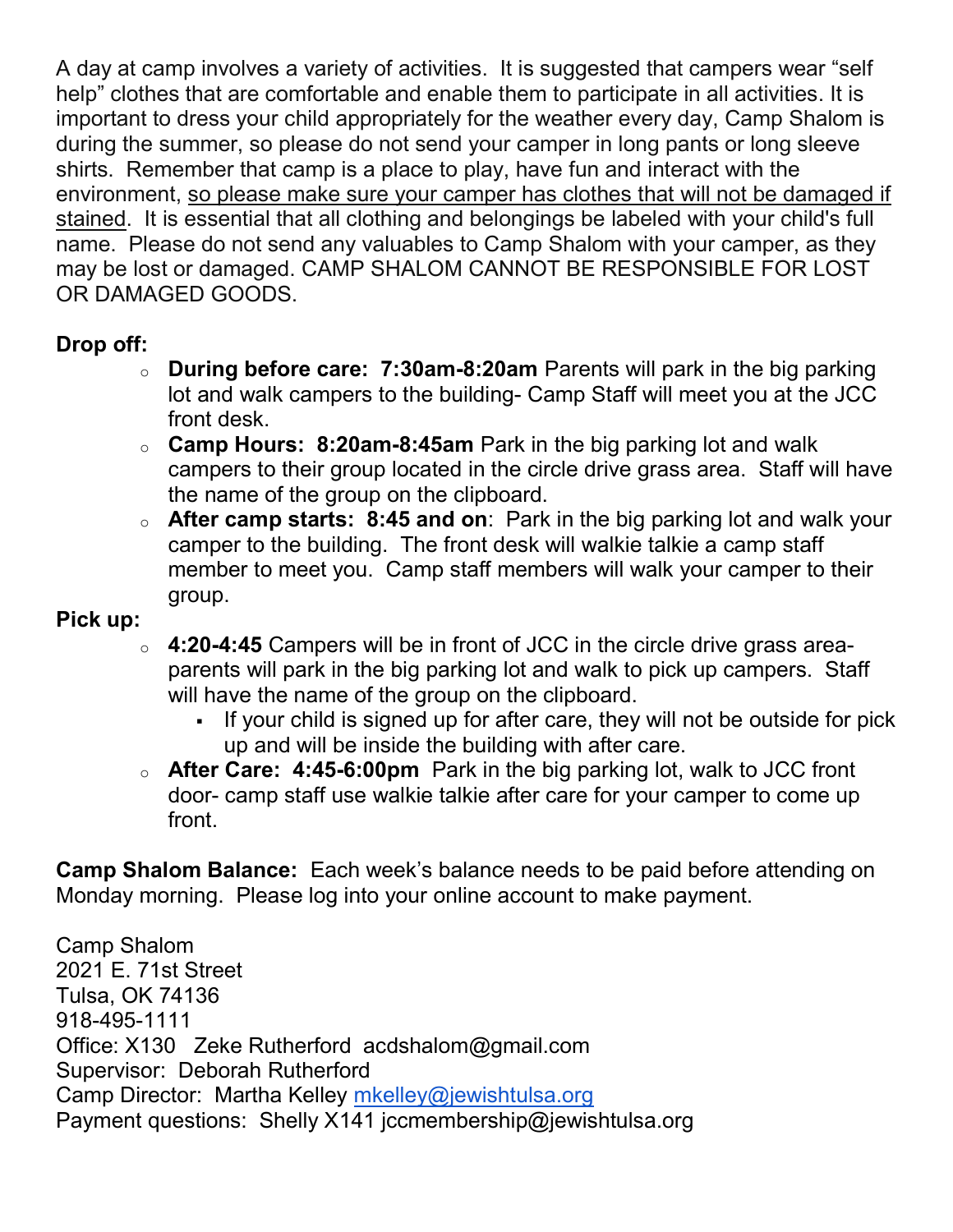A day at camp involves a variety of activities. It is suggested that campers wear "self help" clothes that are comfortable and enable them to participate in all activities. It is important to dress your child appropriately for the weather every day, Camp Shalom is during the summer, so please do not send your camper in long pants or long sleeve shirts. Remember that camp is a place to play, have fun and interact with the environment, <u>so please make sure your camper has clothes that will not be damaged if stained</u>. It is essential that all clothing and belongings be labeled with your child's full name. Please do not send any valuables to Camp Shalom with your camper, as they may be lost or damaged. CAMP SHALOM CANNOT BE RESPONSIBLE FOR LOST OR DAMAGED GOODS.

**Drop off:**

- **During before care: 7:30am-8:20am** Parents will park in the big parking lot and walk campers to the building- Camp Staff will meet you at the JCC front desk.
- **Camp Hours: 8:20am-8:45am** Park in the big parking lot and walk campers to their group located in the circle drive grass area. Staff will have the name of the group on the clipboard.
- **After camp starts: 8:45 and on**: Park in the big parking lot and walk your camper to the building. The front desk will walkie talkie a camp staff member to meet you. Camp staff members will walk your camper to their group.

**Pick up:**

- **4:20-4:45** Campers will be in front of JCC in the circle drive grass area- parents will park in the big parking lot and walk to pick up campers. Staff will have the name of the group on the clipboard.
  - If your child is signed up for after care, they will not be outside for pick up and will be inside the building with after care.
- **After Care: 4:45-6:00pm** Park in the big parking lot, walk to JCC front door- camp staff use walkie talkie after care for your camper to come up front.

**Camp Shalom Balance:** Each week's balance needs to be paid before attending on Monday morning. Please log into your online account to make payment.

Camp Shalom
2021 E. 71st Street
Tulsa, OK 74136
918-495-1111
Office: X130 Zeke Rutherford acdshalom@gmail.com
Supervisor: Deborah Rutherford
Camp Director: Martha Kelley mkelley@jewishtulsa.org
Payment questions: Shelly X141 jccmembership@jewishtulsa.org